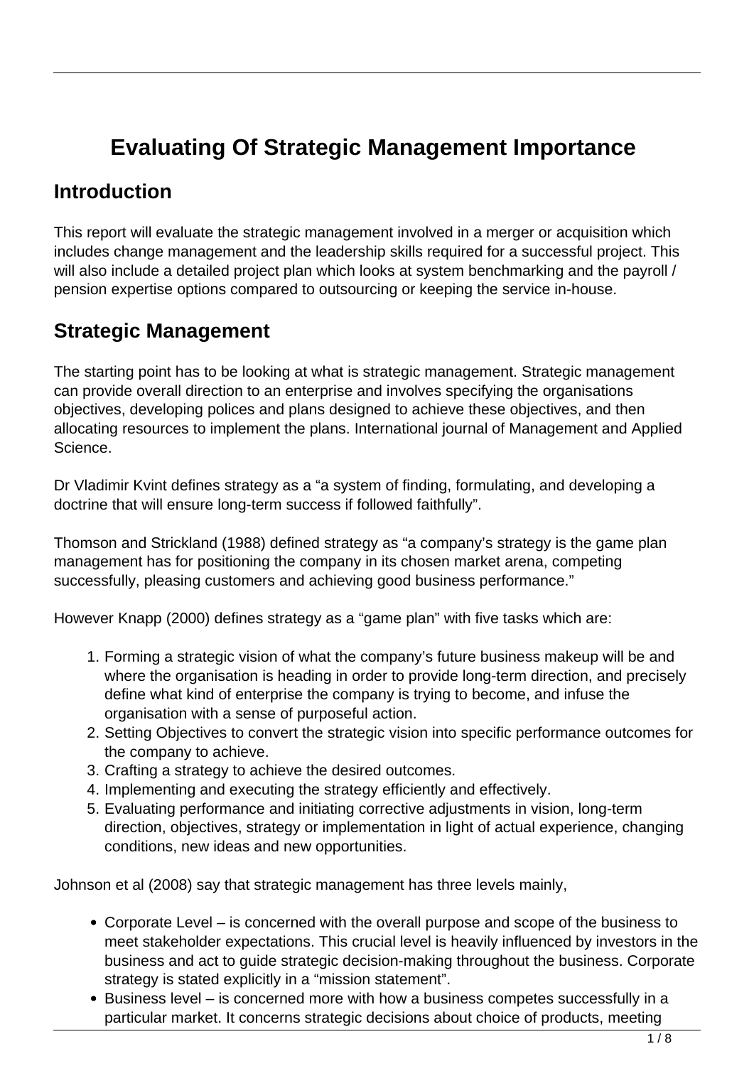# Evaluating Of Strategic Management Importance

## Introduction

This report will evaluate the strategic management involved in a merger or acquisition which includes change management and the leadership skills required for a successful project. This will also include a detailed project plan which looks at system benchmarking and the payroll / pension expertise options compared to outsourcing or keeping the service in-house.

## Strategic Management

The starting point has to be looking at what is strategic management. Strategic management can provide overall direction to an enterprise and involves specifying the organisations objectives, developing polices and plans designed to achieve these objectives, and then allocating resources to implement the plans. International journal of Management and Applied Science.

Dr Vladimir Kvint defines strategy as a "a system of finding, formulating, and developing a doctrine that will ensure long-term success if followed faithfully".

Thomson and Strickland (1988) defined strategy as "a company's strategy is the game plan management has for positioning the company in its chosen market arena, competing successfully, pleasing customers and achieving good business performance."

However Knapp (2000) defines strategy as a "game plan" with five tasks which are:

1. Forming a strategic vision of what the company's future business makeup will be and where the organisation is heading in order to provide long-term direction, and precisely define what kind of enterprise the company is trying to become, and infuse the organisation with a sense of purposeful action.
2. Setting Objectives to convert the strategic vision into specific performance outcomes for the company to achieve.
3. Crafting a strategy to achieve the desired outcomes.
4. Implementing and executing the strategy efficiently and effectively.
5. Evaluating performance and initiating corrective adjustments in vision, long-term direction, objectives, strategy or implementation in light of actual experience, changing conditions, new ideas and new opportunities.

Johnson et al (2008) say that strategic management has three levels mainly,

- Corporate Level – is concerned with the overall purpose and scope of the business to meet stakeholder expectations. This crucial level is heavily influenced by investors in the business and act to guide strategic decision-making throughout the business. Corporate strategy is stated explicitly in a "mission statement".
- Business level – is concerned more with how a business competes successfully in a particular market. It concerns strategic decisions about choice of products, meeting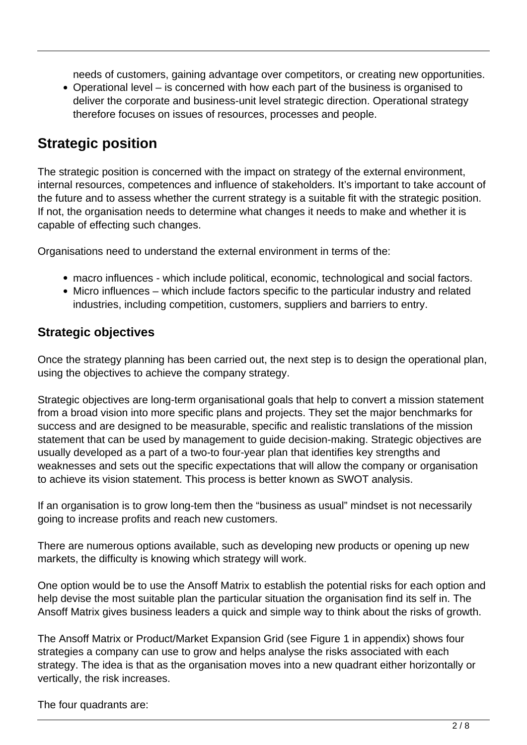needs of customers, gaining advantage over competitors, or creating new opportunities.

- Operational level – is concerned with how each part of the business is organised to deliver the corporate and business-unit level strategic direction. Operational strategy therefore focuses on issues of resources, processes and people.

## Strategic position

The strategic position is concerned with the impact on strategy of the external environment, internal resources, competences and influence of stakeholders. It's important to take account of the future and to assess whether the current strategy is a suitable fit with the strategic position. If not, the organisation needs to determine what changes it needs to make and whether it is capable of effecting such changes.

Organisations need to understand the external environment in terms of the:

- macro influences - which include political, economic, technological and social factors.
- Micro influences – which include factors specific to the particular industry and related industries, including competition, customers, suppliers and barriers to entry.

### Strategic objectives

Once the strategy planning has been carried out, the next step is to design the operational plan, using the objectives to achieve the company strategy.

Strategic objectives are long-term organisational goals that help to convert a mission statement from a broad vision into more specific plans and projects. They set the major benchmarks for success and are designed to be measurable, specific and realistic translations of the mission statement that can be used by management to guide decision-making. Strategic objectives are usually developed as a part of a two-to four-year plan that identifies key strengths and weaknesses and sets out the specific expectations that will allow the company or organisation to achieve its vision statement. This process is better known as SWOT analysis.

If an organisation is to grow long-tem then the "business as usual" mindset is not necessarily going to increase profits and reach new customers.

There are numerous options available, such as developing new products or opening up new markets, the difficulty is knowing which strategy will work.

One option would be to use the Ansoff Matrix to establish the potential risks for each option and help devise the most suitable plan the particular situation the organisation find its self in. The Ansoff Matrix gives business leaders a quick and simple way to think about the risks of growth.

The Ansoff Matrix or Product/Market Expansion Grid (see Figure 1 in appendix) shows four strategies a company can use to grow and helps analyse the risks associated with each strategy. The idea is that as the organisation moves into a new quadrant either horizontally or vertically, the risk increases.

The four quadrants are: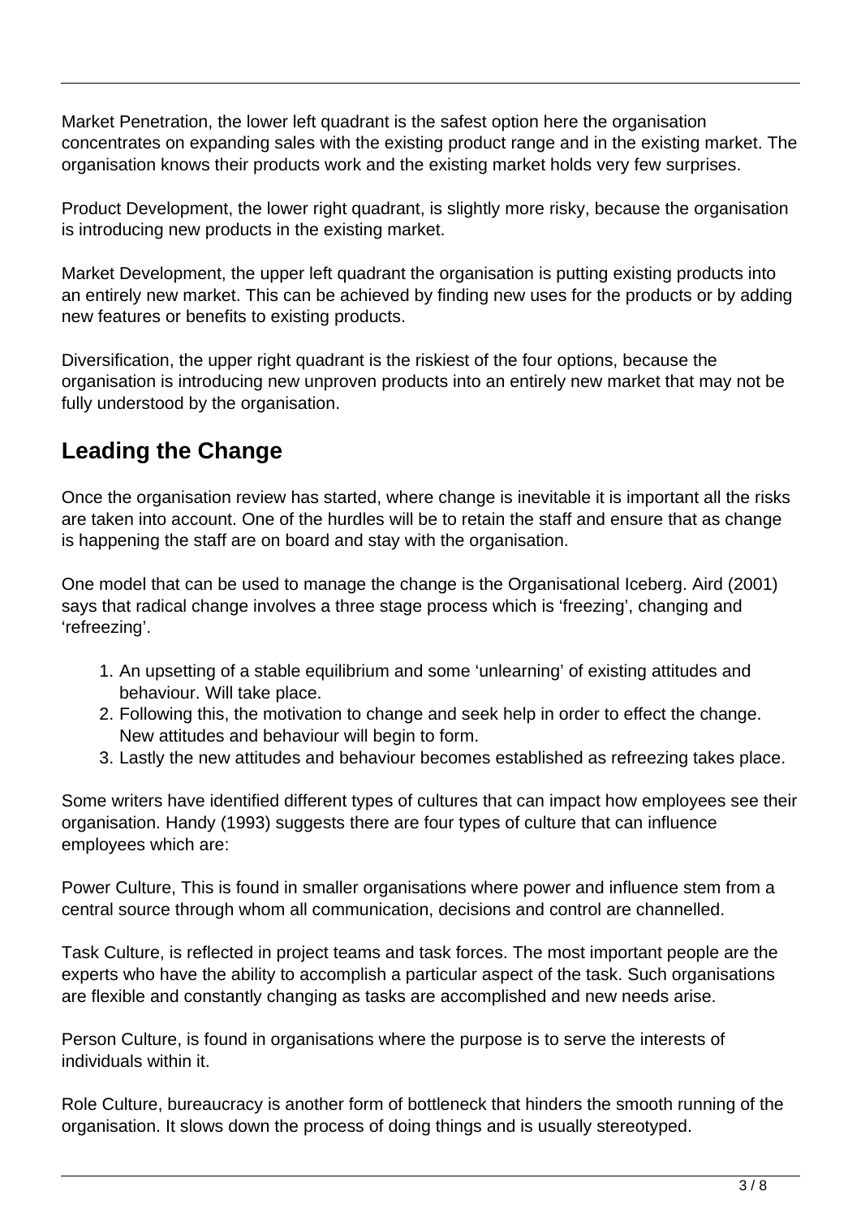Market Penetration, the lower left quadrant is the safest option here the organisation concentrates on expanding sales with the existing product range and in the existing market. The organisation knows their products work and the existing market holds very few surprises.

Product Development, the lower right quadrant, is slightly more risky, because the organisation is introducing new products in the existing market.

Market Development, the upper left quadrant the organisation is putting existing products into an entirely new market. This can be achieved by finding new uses for the products or by adding new features or benefits to existing products.

Diversification, the upper right quadrant is the riskiest of the four options, because the organisation is introducing new unproven products into an entirely new market that may not be fully understood by the organisation.

## Leading the Change

Once the organisation review has started, where change is inevitable it is important all the risks are taken into account. One of the hurdles will be to retain the staff and ensure that as change is happening the staff are on board and stay with the organisation.

One model that can be used to manage the change is the Organisational Iceberg. Aird (2001) says that radical change involves a three stage process which is 'freezing', changing and 'refreezing'.

1. An upsetting of a stable equilibrium and some 'unlearning' of existing attitudes and behaviour. Will take place.
2. Following this, the motivation to change and seek help in order to effect the change. New attitudes and behaviour will begin to form.
3. Lastly the new attitudes and behaviour becomes established as refreezing takes place.

Some writers have identified different types of cultures that can impact how employees see their organisation. Handy (1993) suggests there are four types of culture that can influence employees which are:

Power Culture, This is found in smaller organisations where power and influence stem from a central source through whom all communication, decisions and control are channelled.

Task Culture, is reflected in project teams and task forces. The most important people are the experts who have the ability to accomplish a particular aspect of the task. Such organisations are flexible and constantly changing as tasks are accomplished and new needs arise.

Person Culture, is found in organisations where the purpose is to serve the interests of individuals within it.

Role Culture, bureaucracy is another form of bottleneck that hinders the smooth running of the organisation. It slows down the process of doing things and is usually stereotyped.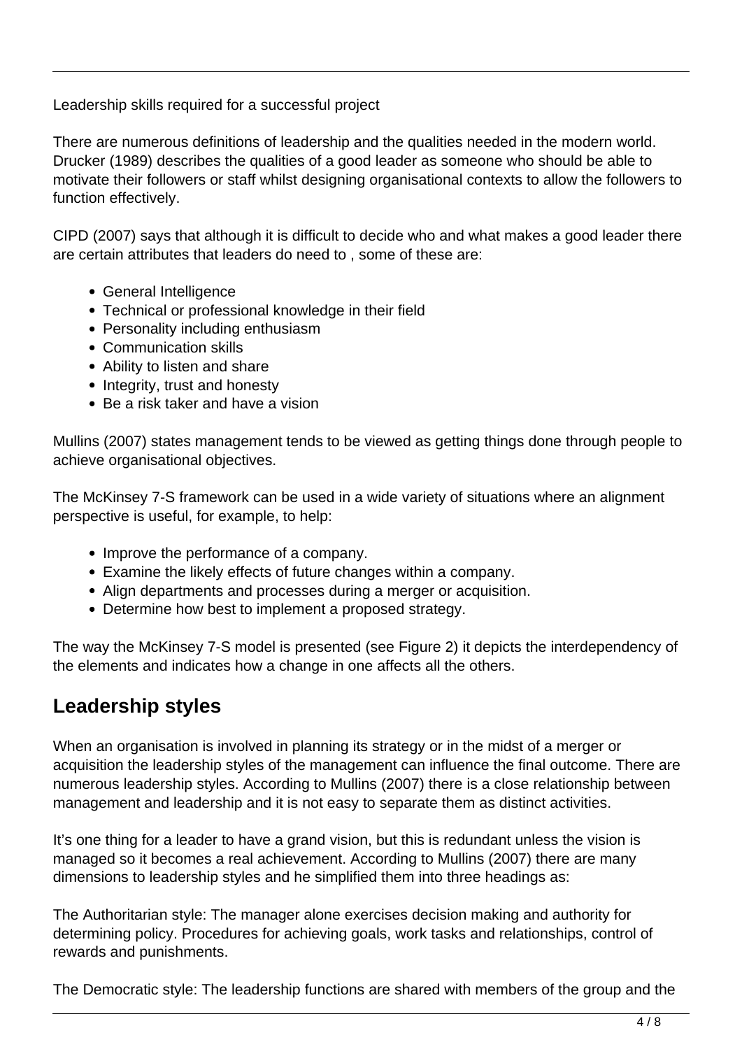Leadership skills required for a successful project

There are numerous definitions of leadership and the qualities needed in the modern world. Drucker (1989) describes the qualities of a good leader as someone who should be able to motivate their followers or staff whilst designing organisational contexts to allow the followers to function effectively.

CIPD (2007) says that although it is difficult to decide who and what makes a good leader there are certain attributes that leaders do need to , some of these are:

- General Intelligence
- Technical or professional knowledge in their field
- Personality including enthusiasm
- Communication skills
- Ability to listen and share
- Integrity, trust and honesty
- Be a risk taker and have a vision

Mullins (2007) states management tends to be viewed as getting things done through people to achieve organisational objectives.

The McKinsey 7-S framework can be used in a wide variety of situations where an alignment perspective is useful, for example, to help:

- Improve the performance of a company.
- Examine the likely effects of future changes within a company.
- Align departments and processes during a merger or acquisition.
- Determine how best to implement a proposed strategy.

The way the McKinsey 7-S model is presented (see Figure 2) it depicts the interdependency of the elements and indicates how a change in one affects all the others.

## Leadership styles

When an organisation is involved in planning its strategy or in the midst of a merger or acquisition the leadership styles of the management can influence the final outcome. There are numerous leadership styles. According to Mullins (2007) there is a close relationship between management and leadership and it is not easy to separate them as distinct activities.

It's one thing for a leader to have a grand vision, but this is redundant unless the vision is managed so it becomes a real achievement. According to Mullins (2007) there are many dimensions to leadership styles and he simplified them into three headings as:

The Authoritarian style: The manager alone exercises decision making and authority for determining policy. Procedures for achieving goals, work tasks and relationships, control of rewards and punishments.

The Democratic style: The leadership functions are shared with members of the group and the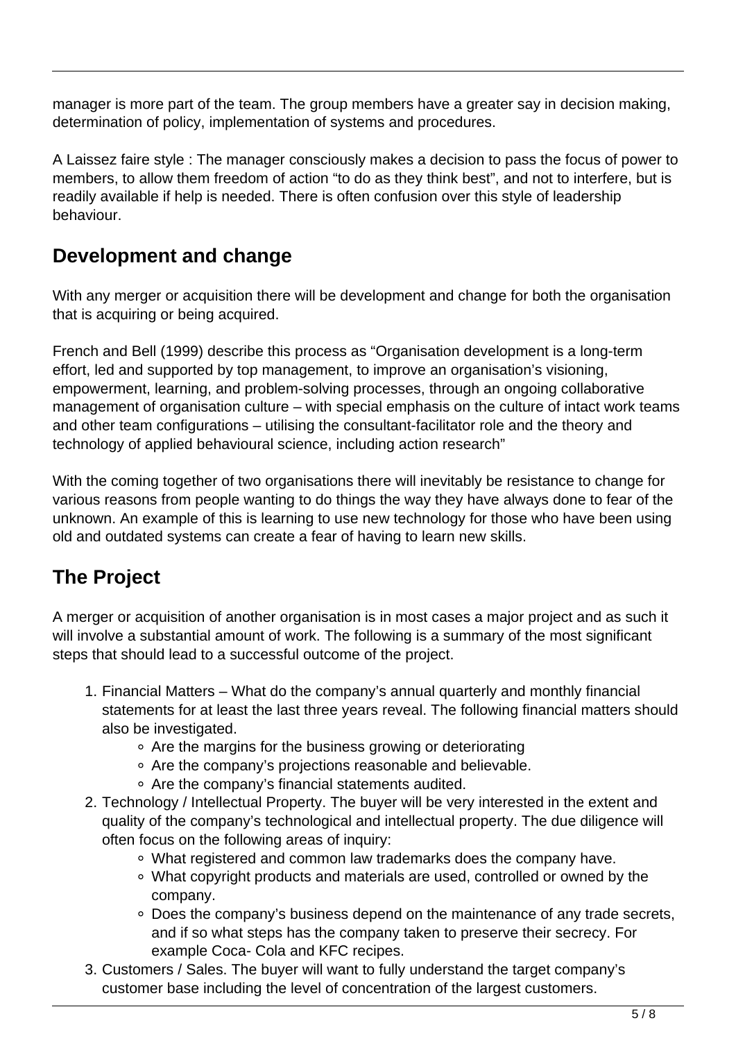manager is more part of the team. The group members have a greater say in decision making, determination of policy, implementation of systems and procedures.

A Laissez faire style : The manager consciously makes a decision to pass the focus of power to members, to allow them freedom of action "to do as they think best", and not to interfere, but is readily available if help is needed. There is often confusion over this style of leadership behaviour.

## Development and change

With any merger or acquisition there will be development and change for both the organisation that is acquiring or being acquired.

French and Bell (1999) describe this process as "Organisation development is a long-term effort, led and supported by top management, to improve an organisation's visioning, empowerment, learning, and problem-solving processes, through an ongoing collaborative management of organisation culture – with special emphasis on the culture of intact work teams and other team configurations – utilising the consultant-facilitator role and the theory and technology of applied behavioural science, including action research"

With the coming together of two organisations there will inevitably be resistance to change for various reasons from people wanting to do things the way they have always done to fear of the unknown. An example of this is learning to use new technology for those who have been using old and outdated systems can create a fear of having to learn new skills.

## The Project

A merger or acquisition of another organisation is in most cases a major project and as such it will involve a substantial amount of work. The following is a summary of the most significant steps that should lead to a successful outcome of the project.

1. Financial Matters – What do the company's annual quarterly and monthly financial statements for at least the last three years reveal. The following financial matters should also be investigated.
   - Are the margins for the business growing or deteriorating
   - Are the company's projections reasonable and believable.
   - Are the company's financial statements audited.
2. Technology / Intellectual Property. The buyer will be very interested in the extent and quality of the company's technological and intellectual property. The due diligence will often focus on the following areas of inquiry:
   - What registered and common law trademarks does the company have.
   - What copyright products and materials are used, controlled or owned by the company.
   - Does the company's business depend on the maintenance of any trade secrets, and if so what steps has the company taken to preserve their secrecy. For example Coca- Cola and KFC recipes.
3. Customers / Sales. The buyer will want to fully understand the target company's customer base including the level of concentration of the largest customers.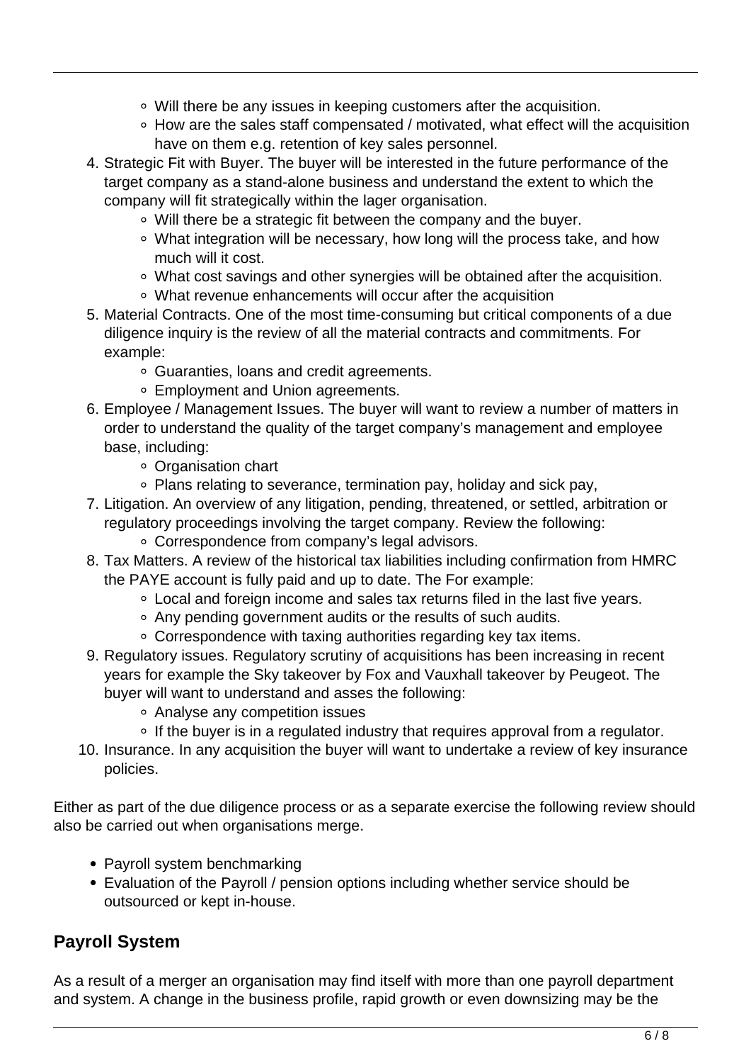- Will there be any issues in keeping customers after the acquisition.
    - How are the sales staff compensated / motivated, what effect will the acquisition have on them e.g. retention of key sales personnel.

4. Strategic Fit with Buyer. The buyer will be interested in the future performance of the target company as a stand-alone business and understand the extent to which the company will fit strategically within the lager organisation.
    - Will there be a strategic fit between the company and the buyer.
    - What integration will be necessary, how long will the process take, and how much will it cost.
    - What cost savings and other synergies will be obtained after the acquisition.
    - What revenue enhancements will occur after the acquisition
5. Material Contracts. One of the most time-consuming but critical components of a due diligence inquiry is the review of all the material contracts and commitments. For example:
    - Guaranties, loans and credit agreements.
    - Employment and Union agreements.
6. Employee / Management Issues. The buyer will want to review a number of matters in order to understand the quality of the target company's management and employee base, including:
    - Organisation chart
    - Plans relating to severance, termination pay, holiday and sick pay,
7. Litigation. An overview of any litigation, pending, threatened, or settled, arbitration or regulatory proceedings involving the target company. Review the following:
    - Correspondence from company's legal advisors.
8. Tax Matters. A review of the historical tax liabilities including confirmation from HMRC the PAYE account is fully paid and up to date. The For example:
    - Local and foreign income and sales tax returns filed in the last five years.
    - Any pending government audits or the results of such audits.
    - Correspondence with taxing authorities regarding key tax items.
9. Regulatory issues. Regulatory scrutiny of acquisitions has been increasing in recent years for example the Sky takeover by Fox and Vauxhall takeover by Peugeot. The buyer will want to understand and asses the following:
    - Analyse any competition issues
    - If the buyer is in a regulated industry that requires approval from a regulator.
10. Insurance. In any acquisition the buyer will want to undertake a review of key insurance policies.

Either as part of the due diligence process or as a separate exercise the following review should also be carried out when organisations merge.

- Payroll system benchmarking
- Evaluation of the Payroll / pension options including whether service should be outsourced or kept in-house.

## Payroll System

As a result of a merger an organisation may find itself with more than one payroll department and system. A change in the business profile, rapid growth or even downsizing may be the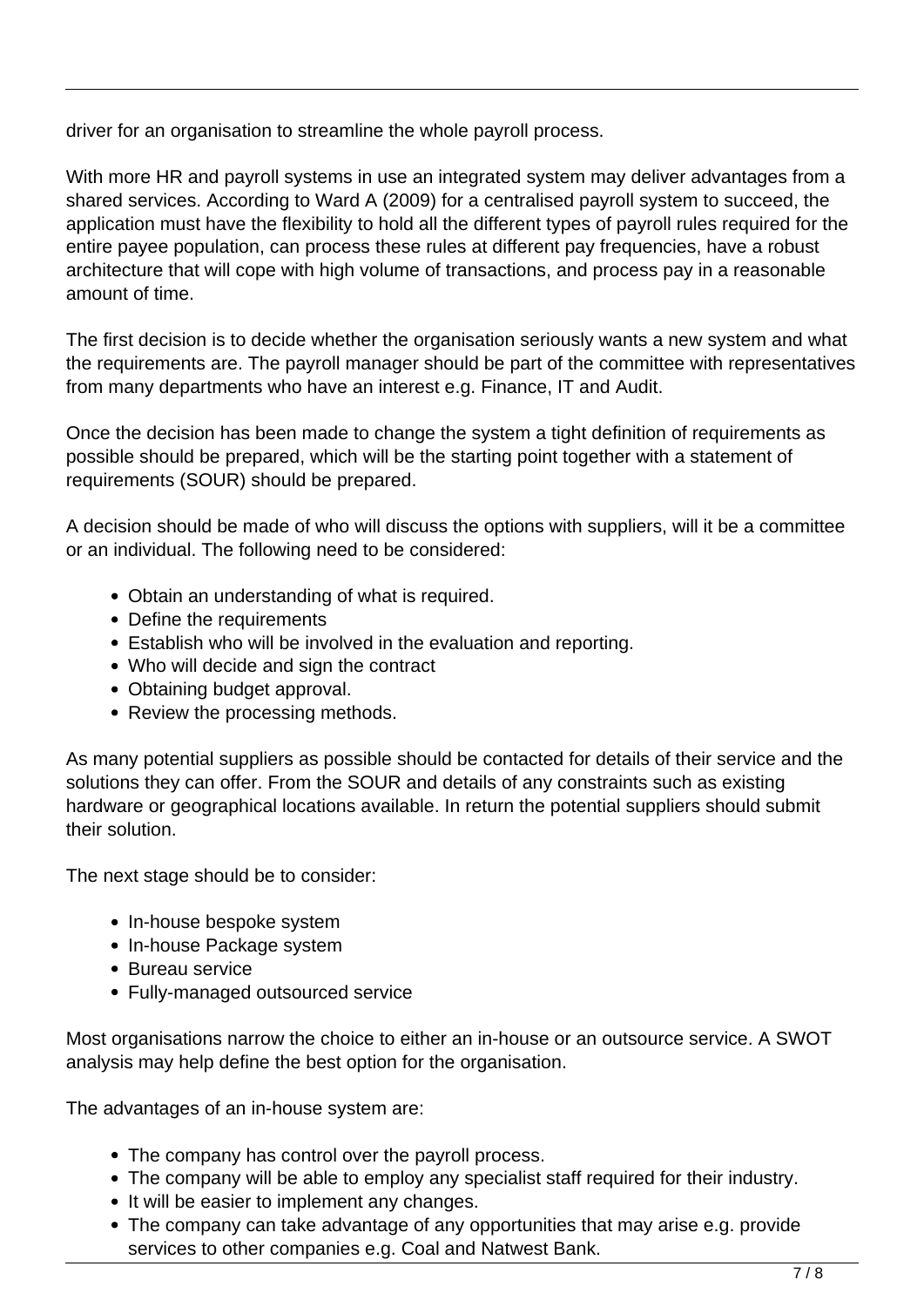driver for an organisation to streamline the whole payroll process.

With more HR and payroll systems in use an integrated system may deliver advantages from a shared services. According to Ward A (2009) for a centralised payroll system to succeed, the application must have the flexibility to hold all the different types of payroll rules required for the entire payee population, can process these rules at different pay frequencies, have a robust architecture that will cope with high volume of transactions, and process pay in a reasonable amount of time.

The first decision is to decide whether the organisation seriously wants a new system and what the requirements are. The payroll manager should be part of the committee with representatives from many departments who have an interest e.g. Finance, IT and Audit.

Once the decision has been made to change the system a tight definition of requirements as possible should be prepared, which will be the starting point together with a statement of requirements (SOUR) should be prepared.

A decision should be made of who will discuss the options with suppliers, will it be a committee or an individual. The following need to be considered:

- Obtain an understanding of what is required.
- Define the requirements
- Establish who will be involved in the evaluation and reporting.
- Who will decide and sign the contract
- Obtaining budget approval.
- Review the processing methods.

As many potential suppliers as possible should be contacted for details of their service and the solutions they can offer. From the SOUR and details of any constraints such as existing hardware or geographical locations available. In return the potential suppliers should submit their solution.

The next stage should be to consider:

- In-house bespoke system
- In-house Package system
- Bureau service
- Fully-managed outsourced service

Most organisations narrow the choice to either an in-house or an outsource service. A SWOT analysis may help define the best option for the organisation.

The advantages of an in-house system are:

- The company has control over the payroll process.
- The company will be able to employ any specialist staff required for their industry.
- It will be easier to implement any changes.
- The company can take advantage of any opportunities that may arise e.g. provide services to other companies e.g. Coal and Natwest Bank.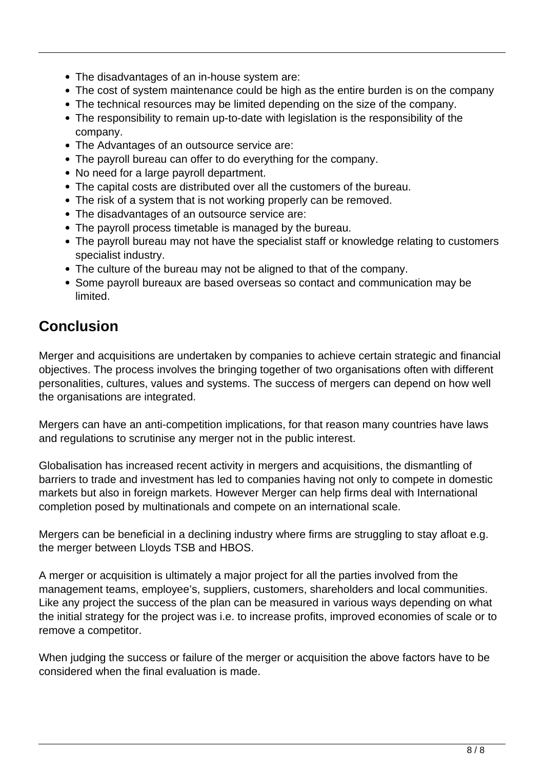- The disadvantages of an in-house system are:
- The cost of system maintenance could be high as the entire burden is on the company
- The technical resources may be limited depending on the size of the company.
- The responsibility to remain up-to-date with legislation is the responsibility of the company.
- The Advantages of an outsource service are:
- The payroll bureau can offer to do everything for the company.
- No need for a large payroll department.
- The capital costs are distributed over all the customers of the bureau.
- The risk of a system that is not working properly can be removed.
- The disadvantages of an outsource service are:
- The payroll process timetable is managed by the bureau.
- The payroll bureau may not have the specialist staff or knowledge relating to customers specialist industry.
- The culture of the bureau may not be aligned to that of the company.
- Some payroll bureaux are based overseas so contact and communication may be limited.

## Conclusion

Merger and acquisitions are undertaken by companies to achieve certain strategic and financial objectives. The process involves the bringing together of two organisations often with different personalities, cultures, values and systems. The success of mergers can depend on how well the organisations are integrated.

Mergers can have an anti-competition implications, for that reason many countries have laws and regulations to scrutinise any merger not in the public interest.

Globalisation has increased recent activity in mergers and acquisitions, the dismantling of barriers to trade and investment has led to companies having not only to compete in domestic markets but also in foreign markets. However Merger can help firms deal with International completion posed by multinationals and compete on an international scale.

Mergers can be beneficial in a declining industry where firms are struggling to stay afloat e.g. the merger between Lloyds TSB and HBOS.

A merger or acquisition is ultimately a major project for all the parties involved from the management teams, employee's, suppliers, customers, shareholders and local communities. Like any project the success of the plan can be measured in various ways depending on what the initial strategy for the project was i.e. to increase profits, improved economies of scale or to remove a competitor.

When judging the success or failure of the merger or acquisition the above factors have to be considered when the final evaluation is made.